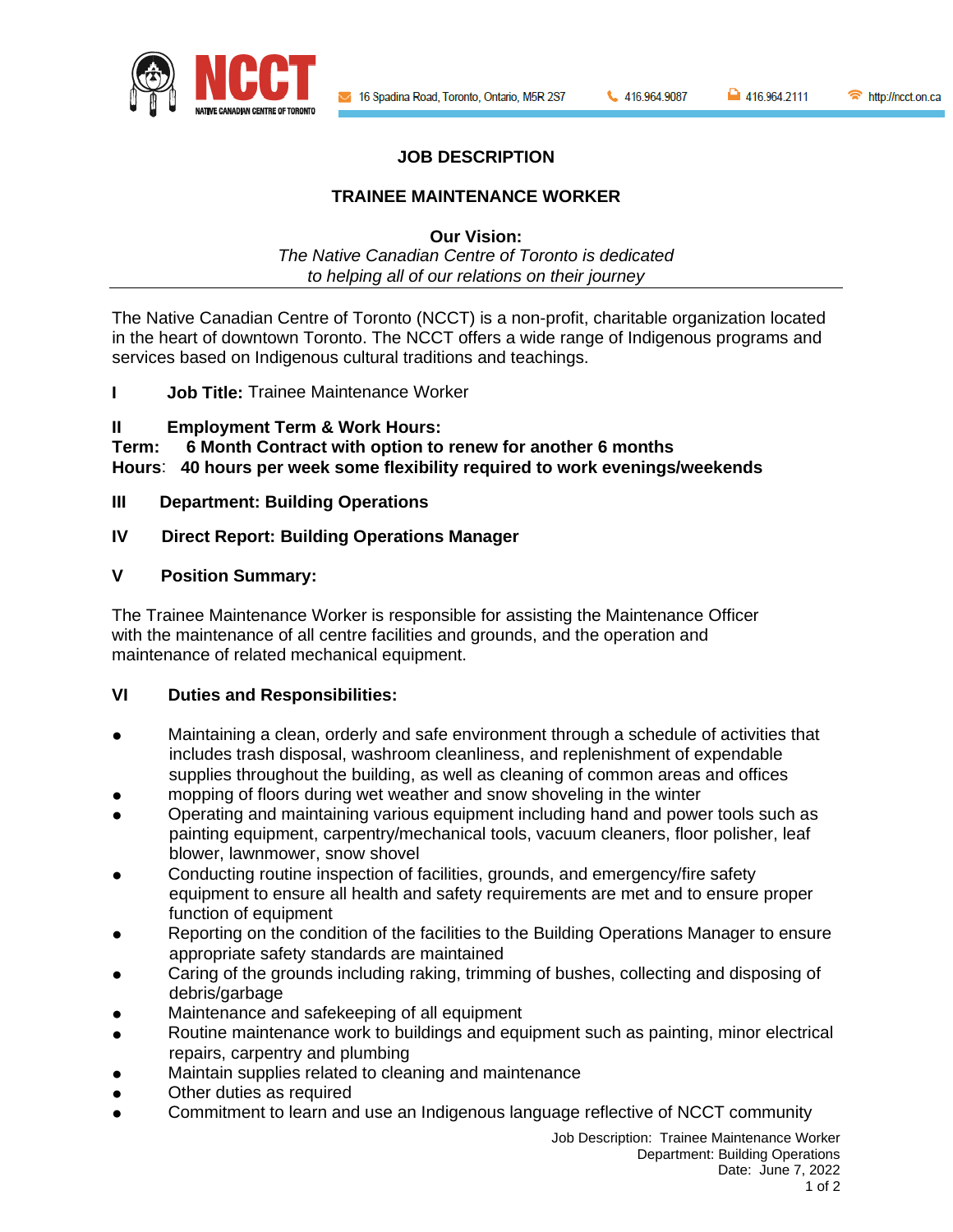NCCT — NATIVE CANADIAN CENTRE OF TORONTO

16 Spadina Road, Toronto, Ontario, M5R 2S7 | 416.964.9087 | 416.964.2111 | http://ncct.on.ca

# JOB DESCRIPTION

## TRAINEE MAINTENANCE WORKER

**Our Vision:**
*The Native Canadian Centre of Toronto is dedicated to helping all of our relations on their journey*

---

The Native Canadian Centre of Toronto (NCCT) is a non-profit, charitable organization located in the heart of downtown Toronto. The NCCT offers a wide range of Indigenous programs and services based on Indigenous cultural traditions and teachings.

**I Job Title:** Trainee Maintenance Worker

**II Employment Term & Work Hours:**
**Term: 6 Month Contract with option to renew for another 6 months**
**Hours: 40 hours per week some flexibility required to work evenings/weekends**

**III Department: Building Operations**

**IV Direct Report: Building Operations Manager**

**V Position Summary:**

The Trainee Maintenance Worker is responsible for assisting the Maintenance Officer with the maintenance of all centre facilities and grounds, and the operation and maintenance of related mechanical equipment.

**VI Duties and Responsibilities:**

- Maintaining a clean, orderly and safe environment through a schedule of activities that includes trash disposal, washroom cleanliness, and replenishment of expendable supplies throughout the building, as well as cleaning of common areas and offices
- mopping of floors during wet weather and snow shoveling in the winter
- Operating and maintaining various equipment including hand and power tools such as painting equipment, carpentry/mechanical tools, vacuum cleaners, floor polisher, leaf blower, lawnmower, snow shovel
- Conducting routine inspection of facilities, grounds, and emergency/fire safety equipment to ensure all health and safety requirements are met and to ensure proper function of equipment
- Reporting on the condition of the facilities to the Building Operations Manager to ensure appropriate safety standards are maintained
- Caring of the grounds including raking, trimming of bushes, collecting and disposing of debris/garbage
- Maintenance and safekeeping of all equipment
- Routine maintenance work to buildings and equipment such as painting, minor electrical repairs, carpentry and plumbing
- Maintain supplies related to cleaning and maintenance
- Other duties as required
- Commitment to learn and use an Indigenous language reflective of NCCT community

Job Description: Trainee Maintenance Worker
Department: Building Operations
Date: June 7, 2022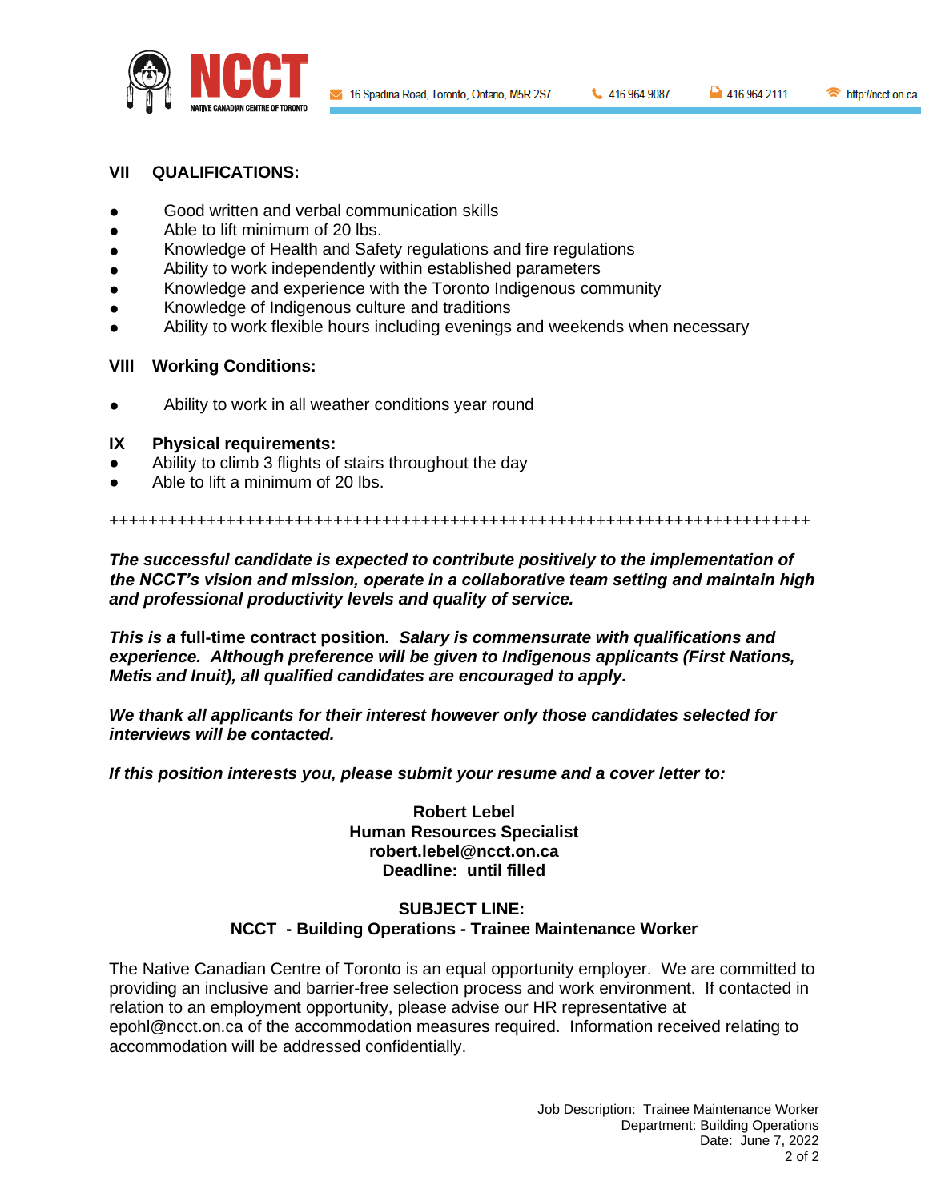## VII QUALIFICATIONS:

- Good written and verbal communication skills
- Able to lift minimum of 20 lbs.
- Knowledge of Health and Safety regulations and fire regulations
- Ability to work independently within established parameters
- Knowledge and experience with the Toronto Indigenous community
- Knowledge of Indigenous culture and traditions
- Ability to work flexible hours including evenings and weekends when necessary

## VIII Working Conditions:

- Ability to work in all weather conditions year round

## IX Physical requirements:

- Ability to climb 3 flights of stairs throughout the day
- Able to lift a minimum of 20 lbs.

++++++++++++++++++++++++++++++++++++++++++++++++++++++++++++++++++++++++++

***The successful candidate is expected to contribute positively to the implementation of the NCCT's vision and mission, operate in a collaborative team setting and maintain high and professional productivity levels and quality of service.***

***This is a* full-time contract position.** ***Salary is commensurate with qualifications and experience. Although preference will be given to Indigenous applicants (First Nations, Metis and Inuit), all qualified candidates are encouraged to apply.***

***We thank all applicants for their interest however only those candidates selected for interviews will be contacted.***

***If this position interests you, please submit your resume and a cover letter to:***

**Robert Lebel**
**Human Resources Specialist**
**robert.lebel@ncct.on.ca**
**Deadline: until filled**

**SUBJECT LINE:**
**NCCT - Building Operations - Trainee Maintenance Worker**

The Native Canadian Centre of Toronto is an equal opportunity employer. We are committed to providing an inclusive and barrier-free selection process and work environment. If contacted in relation to an employment opportunity, please advise our HR representative at epohl@ncct.on.ca of the accommodation measures required. Information received relating to accommodation will be addressed confidentially.

Job Description: Trainee Maintenance Worker
Department: Building Operations
Date: June 7, 2022